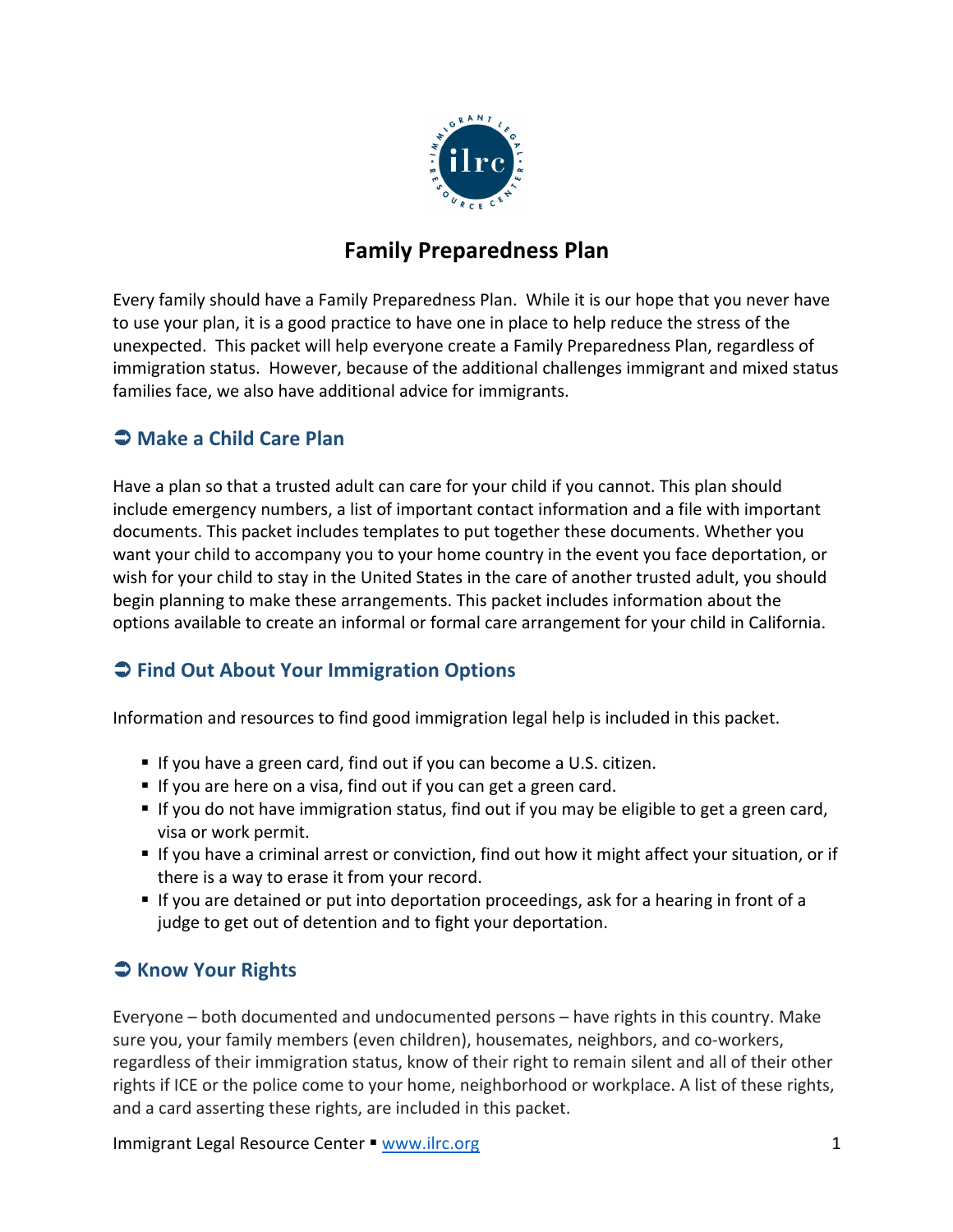# Family Preparedness Plan

Every family should have a Family Preparedness Plan. While it is our hope that you never have to use your plan, it is a good practice to have one in place to help reduce the stress of the unexpected. This packet will help everyone create a Family Preparedness Plan, regardless of immigration status. However, because of the additional challenges immigrant and mixed status families face, we also have additional advice for immigrants.

## ➲ Make a Child Care Plan

Have a plan so that a trusted adult can care for your child if you cannot. This plan should include emergency numbers, a list of important contact information and a file with important documents. This packet includes templates to put together these documents. Whether you want your child to accompany you to your home country in the event you face deportation, or wish for your child to stay in the United States in the care of another trusted adult, you should begin planning to make these arrangements. This packet includes information about the options available to create an informal or formal care arrangement for your child in California.

## ➲ Find Out About Your Immigration Options

Information and resources to find good immigration legal help is included in this packet.

- If you have a green card, find out if you can become a U.S. citizen.
- If you are here on a visa, find out if you can get a green card.
- If you do not have immigration status, find out if you may be eligible to get a green card, visa or work permit.
- If you have a criminal arrest or conviction, find out how it might affect your situation, or if there is a way to erase it from your record.
- If you are detained or put into deportation proceedings, ask for a hearing in front of a judge to get out of detention and to fight your deportation.

## ➲ Know Your Rights

Everyone – both documented and undocumented persons – have rights in this country. Make sure you, your family members (even children), housemates, neighbors, and co-workers, regardless of their immigration status, know of their right to remain silent and all of their other rights if ICE or the police come to your home, neighborhood or workplace. A list of these rights, and a card asserting these rights, are included in this packet.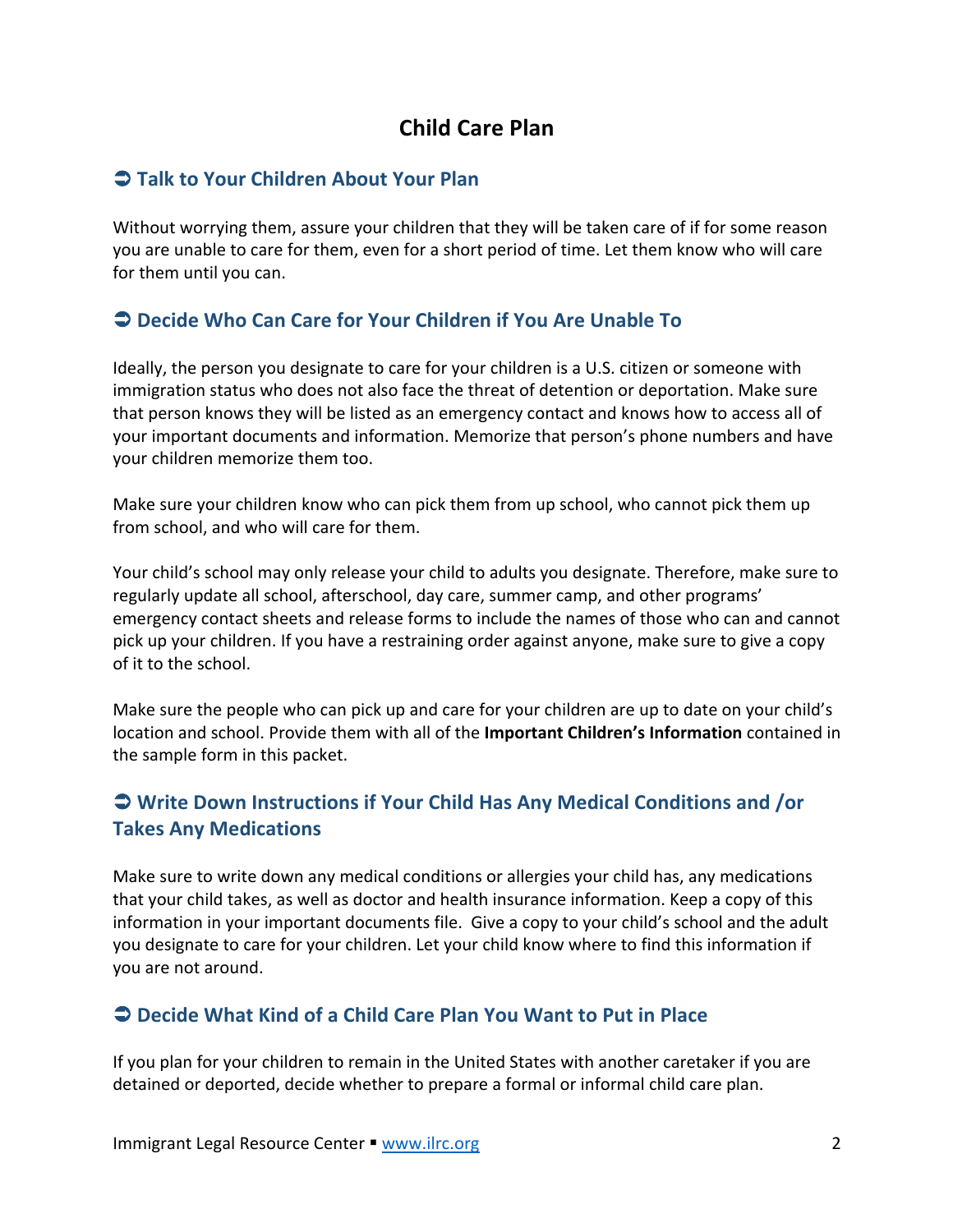# Child Care Plan

## ➲ Talk to Your Children About Your Plan

Without worrying them, assure your children that they will be taken care of if for some reason you are unable to care for them, even for a short period of time. Let them know who will care for them until you can.

## ➲ Decide Who Can Care for Your Children if You Are Unable To

Ideally, the person you designate to care for your children is a U.S. citizen or someone with immigration status who does not also face the threat of detention or deportation. Make sure that person knows they will be listed as an emergency contact and knows how to access all of your important documents and information. Memorize that person's phone numbers and have your children memorize them too.

Make sure your children know who can pick them from up school, who cannot pick them up from school, and who will care for them.

Your child's school may only release your child to adults you designate. Therefore, make sure to regularly update all school, afterschool, day care, summer camp, and other programs' emergency contact sheets and release forms to include the names of those who can and cannot pick up your children. If you have a restraining order against anyone, make sure to give a copy of it to the school.

Make sure the people who can pick up and care for your children are up to date on your child's location and school. Provide them with all of the **Important Children's Information** contained in the sample form in this packet.

## ➲ Write Down Instructions if Your Child Has Any Medical Conditions and /or Takes Any Medications

Make sure to write down any medical conditions or allergies your child has, any medications that your child takes, as well as doctor and health insurance information. Keep a copy of this information in your important documents file. Give a copy to your child's school and the adult you designate to care for your children. Let your child know where to find this information if you are not around.

## ➲ Decide What Kind of a Child Care Plan You Want to Put in Place

If you plan for your children to remain in the United States with another caretaker if you are detained or deported, decide whether to prepare a formal or informal child care plan.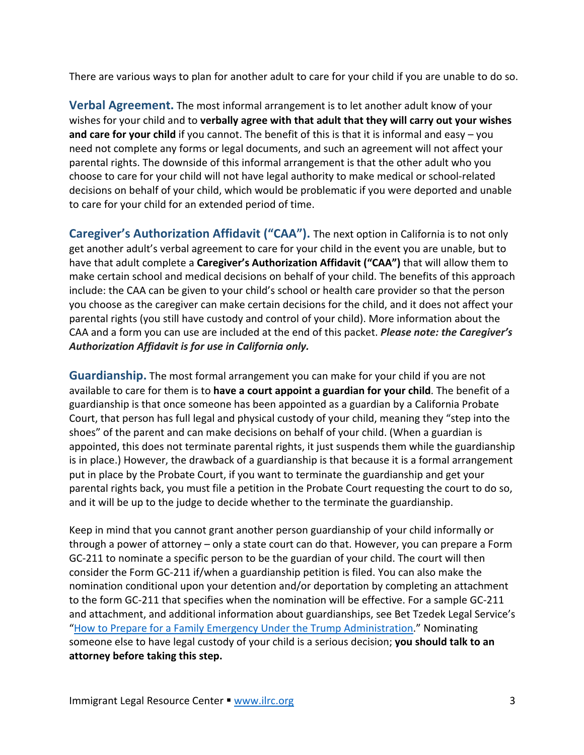There are various ways to plan for another adult to care for your child if you are unable to do so.

**Verbal Agreement.** The most informal arrangement is to let another adult know of your wishes for your child and to **verbally agree with that adult that they will carry out your wishes and care for your child** if you cannot. The benefit of this is that it is informal and easy – you need not complete any forms or legal documents, and such an agreement will not affect your parental rights. The downside of this informal arrangement is that the other adult who you choose to care for your child will not have legal authority to make medical or school-related decisions on behalf of your child, which would be problematic if you were deported and unable to care for your child for an extended period of time.

**Caregiver's Authorization Affidavit ("CAA").** The next option in California is to not only get another adult's verbal agreement to care for your child in the event you are unable, but to have that adult complete a **Caregiver's Authorization Affidavit ("CAA")** that will allow them to make certain school and medical decisions on behalf of your child. The benefits of this approach include: the CAA can be given to your child's school or health care provider so that the person you choose as the caregiver can make certain decisions for the child, and it does not affect your parental rights (you still have custody and control of your child). More information about the CAA and a form you can use are included at the end of this packet. ***Please note: the Caregiver's Authorization Affidavit is for use in California only.***

**Guardianship.** The most formal arrangement you can make for your child if you are not available to care for them is to **have a court appoint a guardian for your child**. The benefit of a guardianship is that once someone has been appointed as a guardian by a California Probate Court, that person has full legal and physical custody of your child, meaning they "step into the shoes" of the parent and can make decisions on behalf of your child. (When a guardian is appointed, this does not terminate parental rights, it just suspends them while the guardianship is in place.) However, the drawback of a guardianship is that because it is a formal arrangement put in place by the Probate Court, if you want to terminate the guardianship and get your parental rights back, you must file a petition in the Probate Court requesting the court to do so, and it will be up to the judge to decide whether to the terminate the guardianship.

Keep in mind that you cannot grant another person guardianship of your child informally or through a power of attorney – only a state court can do that. However, you can prepare a Form GC-211 to nominate a specific person to be the guardian of your child. The court will then consider the Form GC-211 if/when a guardianship petition is filed. You can also make the nomination conditional upon your detention and/or deportation by completing an attachment to the form GC-211 that specifies when the nomination will be effective. For a sample GC-211 and attachment, and additional information about guardianships, see Bet Tzedek Legal Service's "How to Prepare for a Family Emergency Under the Trump Administration." Nominating someone else to have legal custody of your child is a serious decision; **you should talk to an attorney before taking this step.**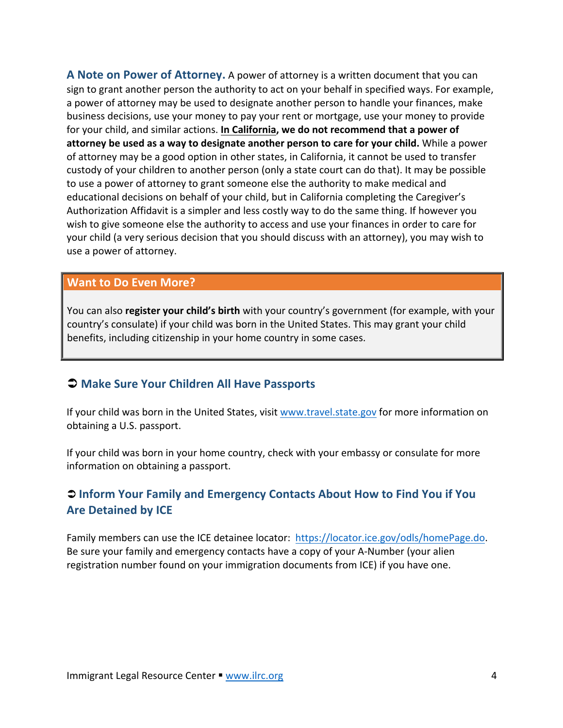**A Note on Power of Attorney.** A power of attorney is a written document that you can sign to grant another person the authority to act on your behalf in specified ways. For example, a power of attorney may be used to designate another person to handle your finances, make business decisions, use your money to pay your rent or mortgage, use your money to provide for your child, and similar actions. **In California, we do not recommend that a power of attorney be used as a way to designate another person to care for your child.** While a power of attorney may be a good option in other states, in California, it cannot be used to transfer custody of your children to another person (only a state court can do that). It may be possible to use a power of attorney to grant someone else the authority to make medical and educational decisions on behalf of your child, but in California completing the Caregiver's Authorization Affidavit is a simpler and less costly way to do the same thing. If however you wish to give someone else the authority to access and use your finances in order to care for your child (a very serious decision that you should discuss with an attorney), you may wish to use a power of attorney.

> **Want to Do Even More?**
>
> You can also **register your child's birth** with your country's government (for example, with your country's consulate) if your child was born in the United States. This may grant your child benefits, including citizenship in your home country in some cases.

## ➲ Make Sure Your Children All Have Passports

If your child was born in the United States, visit www.travel.state.gov for more information on obtaining a U.S. passport.

If your child was born in your home country, check with your embassy or consulate for more information on obtaining a passport.

## ➲ Inform Your Family and Emergency Contacts About How to Find You if You Are Detained by ICE

Family members can use the ICE detainee locator: https://locator.ice.gov/odls/homePage.do. Be sure your family and emergency contacts have a copy of your A-Number (your alien registration number found on your immigration documents from ICE) if you have one.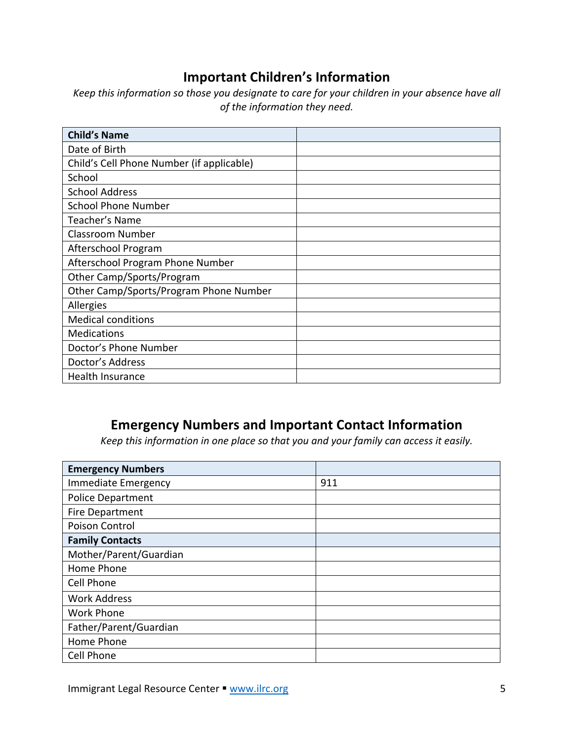## Important Children's Information

*Keep this information so those you designate to care for your children in your absence have all of the information they need.*

| **Child's Name** | |
|---|---|
| Date of Birth | |
| Child's Cell Phone Number (if applicable) | |
| School | |
| School Address | |
| School Phone Number | |
| Teacher's Name | |
| Classroom Number | |
| Afterschool Program | |
| Afterschool Program Phone Number | |
| Other Camp/Sports/Program | |
| Other Camp/Sports/Program Phone Number | |
| Allergies | |
| Medical conditions | |
| Medications | |
| Doctor's Phone Number | |
| Doctor's Address | |
| Health Insurance | |

## Emergency Numbers and Important Contact Information

*Keep this information in one place so that you and your family can access it easily.*

| **Emergency Numbers** | |
|---|---|
| Immediate Emergency | 911 |
| Police Department | |
| Fire Department | |
| Poison Control | |
| **Family Contacts** | |
| Mother/Parent/Guardian | |
| Home Phone | |
| Cell Phone | |
| Work Address | |
| Work Phone | |
| Father/Parent/Guardian | |
| Home Phone | |
| Cell Phone | |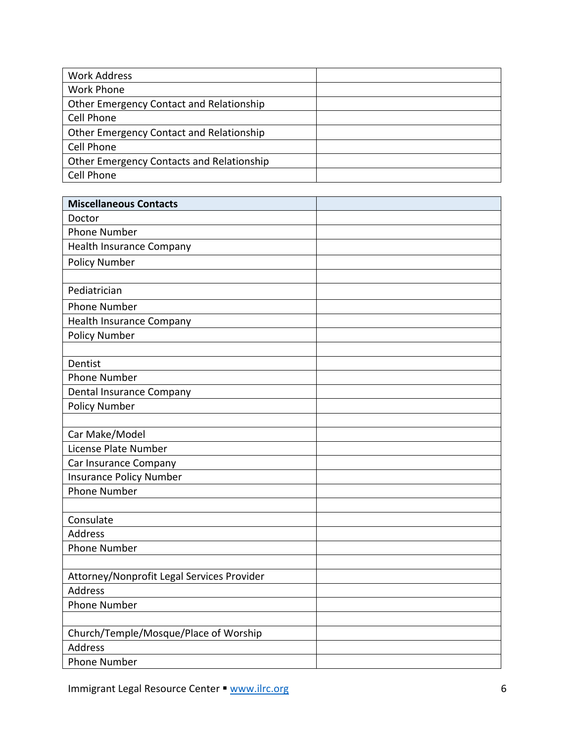| | |
|---|---|
| Work Address | |
| Work Phone | |
| Other Emergency Contact and Relationship | |
| Cell Phone | |
| Other Emergency Contact and Relationship | |
| Cell Phone | |
| Other Emergency Contacts and Relationship | |
| Cell Phone | |

| **Miscellaneous Contacts** | |
|---|---|
| Doctor | |
| Phone Number | |
| Health Insurance Company | |
| Policy Number | |
| | |
| Pediatrician | |
| Phone Number | |
| Health Insurance Company | |
| Policy Number | |
| | |
| Dentist | |
| Phone Number | |
| Dental Insurance Company | |
| Policy Number | |
| | |
| Car Make/Model | |
| License Plate Number | |
| Car Insurance Company | |
| Insurance Policy Number | |
| Phone Number | |
| | |
| Consulate | |
| Address | |
| Phone Number | |
| | |
| Attorney/Nonprofit Legal Services Provider | |
| Address | |
| Phone Number | |
| | |
| Church/Temple/Mosque/Place of Worship | |
| Address | |
| Phone Number | |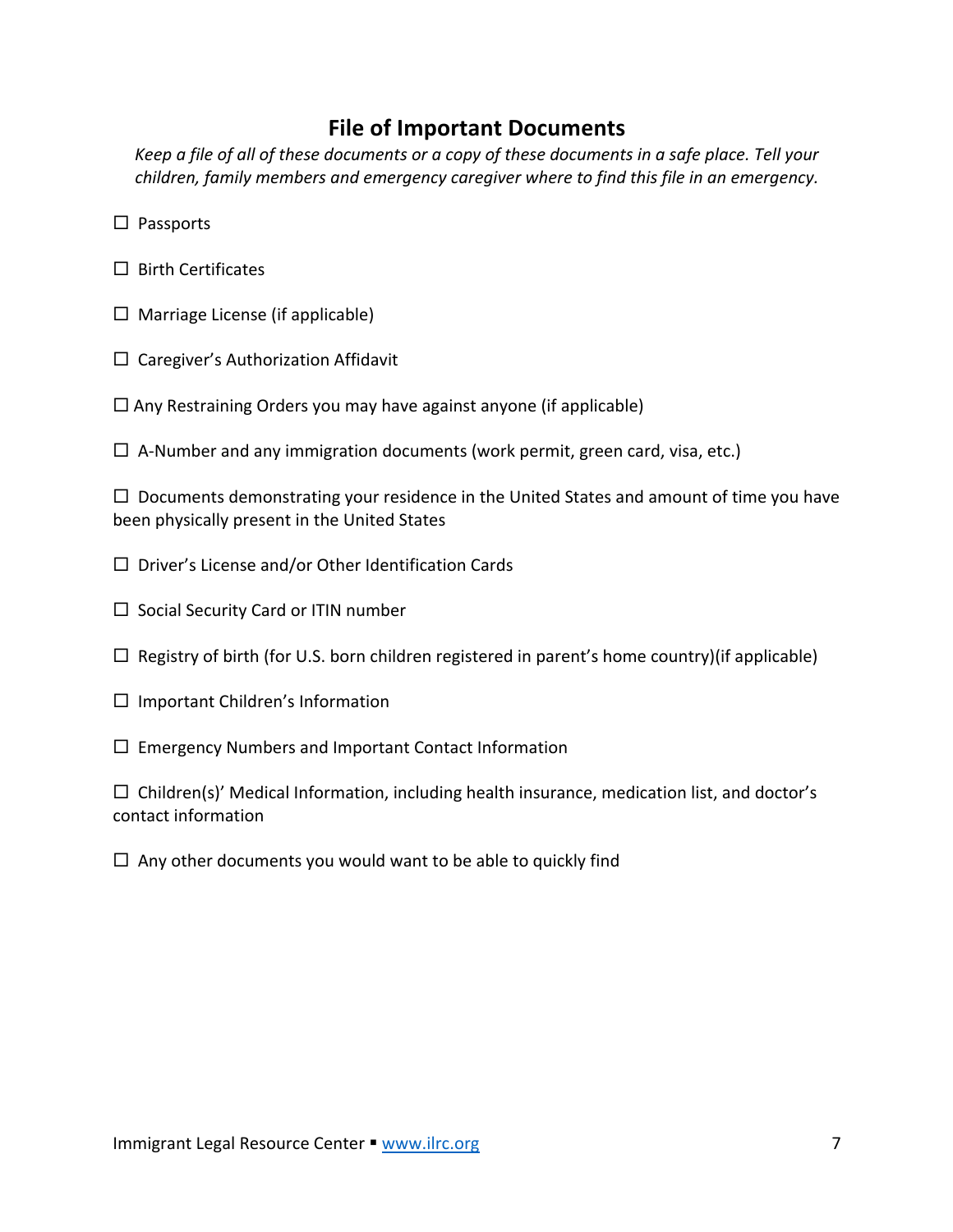## File of Important Documents

*Keep a file of all of these documents or a copy of these documents in a safe place. Tell your children, family members and emergency caregiver where to find this file in an emergency.*

☐ Passports

☐ Birth Certificates

☐ Marriage License (if applicable)

☐ Caregiver's Authorization Affidavit

☐ Any Restraining Orders you may have against anyone (if applicable)

☐ A-Number and any immigration documents (work permit, green card, visa, etc.)

☐ Documents demonstrating your residence in the United States and amount of time you have been physically present in the United States

☐ Driver's License and/or Other Identification Cards

☐ Social Security Card or ITIN number

☐ Registry of birth (for U.S. born children registered in parent's home country)(if applicable)

☐ Important Children's Information

☐ Emergency Numbers and Important Contact Information

☐ Children(s)' Medical Information, including health insurance, medication list, and doctor's contact information

☐ Any other documents you would want to be able to quickly find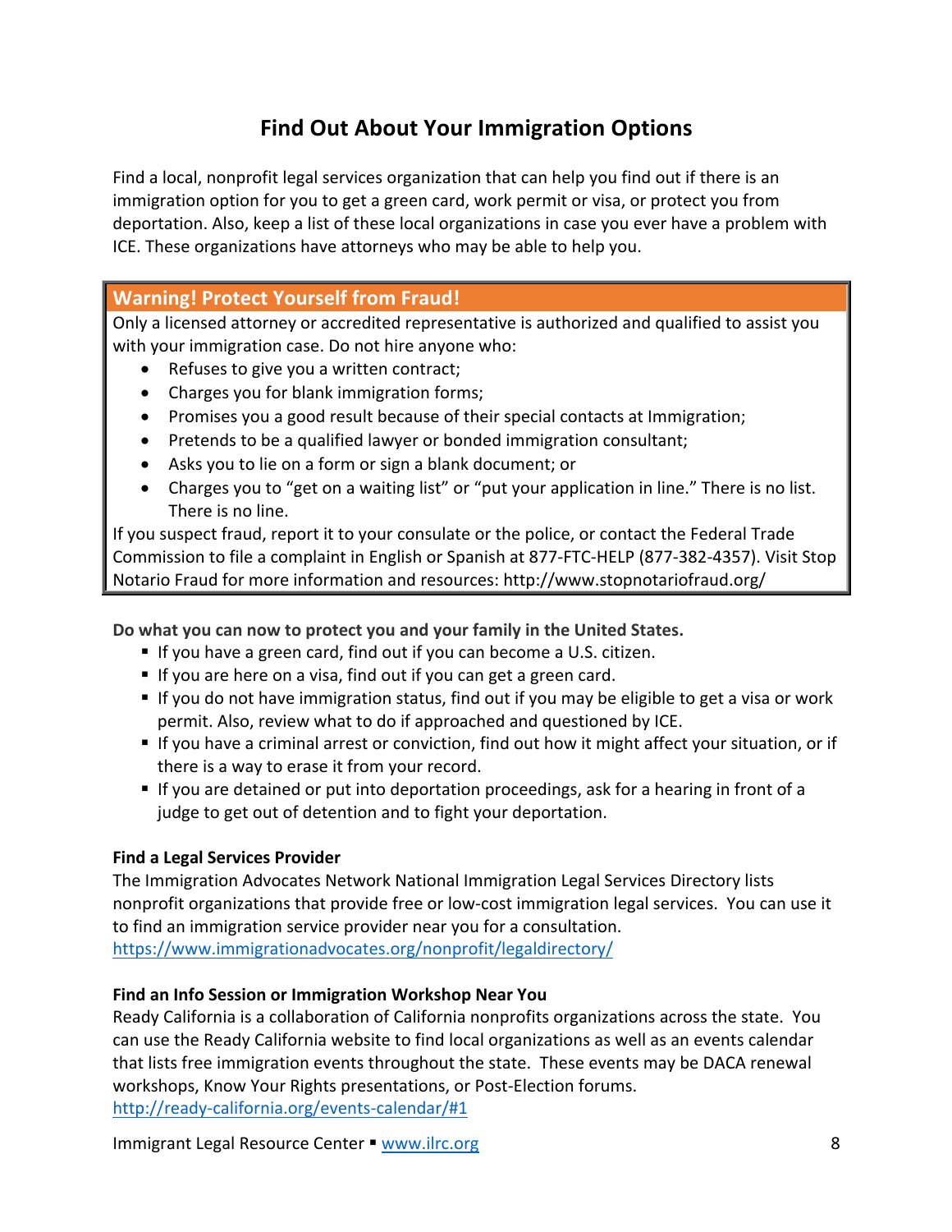# Find Out About Your Immigration Options

Find a local, nonprofit legal services organization that can help you find out if there is an immigration option for you to get a green card, work permit or visa, or protect you from deportation. Also, keep a list of these local organizations in case you ever have a problem with ICE. These organizations have attorneys who may be able to help you.

> **Warning! Protect Yourself from Fraud!**
>
> Only a licensed attorney or accredited representative is authorized and qualified to assist you with your immigration case. Do not hire anyone who:
>
> - Refuses to give you a written contract;
> - Charges you for blank immigration forms;
> - Promises you a good result because of their special contacts at Immigration;
> - Pretends to be a qualified lawyer or bonded immigration consultant;
> - Asks you to lie on a form or sign a blank document; or
> - Charges you to "get on a waiting list" or "put your application in line." There is no list. There is no line.
>
> If you suspect fraud, report it to your consulate or the police, or contact the Federal Trade Commission to file a complaint in English or Spanish at 877-FTC-HELP (877-382-4357). Visit Stop Notario Fraud for more information and resources: http://www.stopnotariofraud.org/

**Do what you can now to protect you and your family in the United States.**

- If you have a green card, find out if you can become a U.S. citizen.
- If you are here on a visa, find out if you can get a green card.
- If you do not have immigration status, find out if you may be eligible to get a visa or work permit. Also, review what to do if approached and questioned by ICE.
- If you have a criminal arrest or conviction, find out how it might affect your situation, or if there is a way to erase it from your record.
- If you are detained or put into deportation proceedings, ask for a hearing in front of a judge to get out of detention and to fight your deportation.

**Find a Legal Services Provider**

The Immigration Advocates Network National Immigration Legal Services Directory lists nonprofit organizations that provide free or low-cost immigration legal services. You can use it to find an immigration service provider near you for a consultation.
https://www.immigrationadvocates.org/nonprofit/legaldirectory/

**Find an Info Session or Immigration Workshop Near You**

Ready California is a collaboration of California nonprofits organizations across the state. You can use the Ready California website to find local organizations as well as an events calendar that lists free immigration events throughout the state. These events may be DACA renewal workshops, Know Your Rights presentations, or Post-Election forums.
http://ready-california.org/events-calendar/#1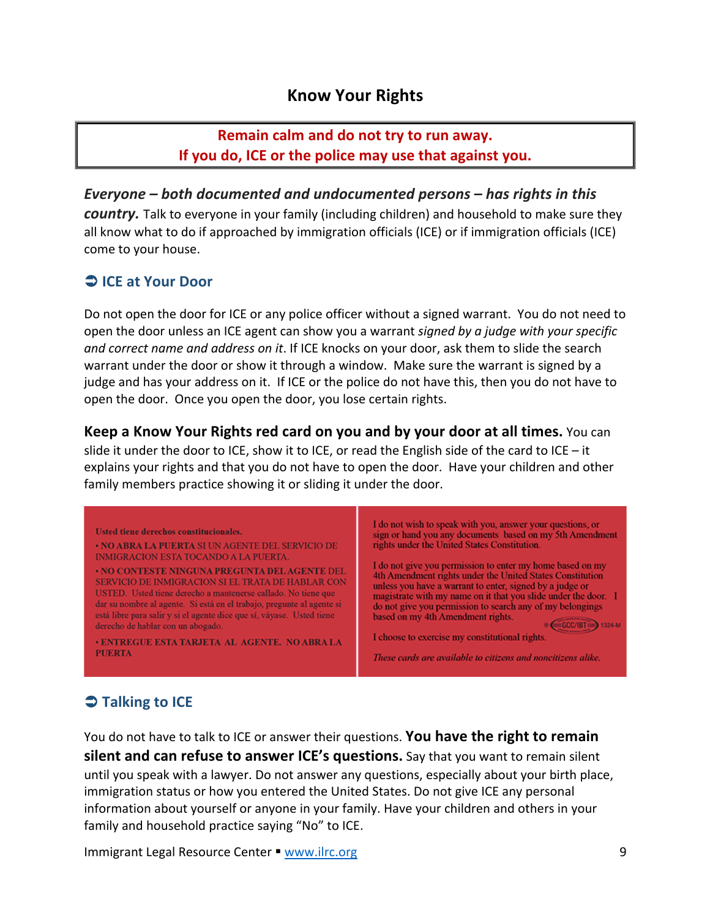## Know Your Rights

**Remain calm and do not try to run away.**
**If you do, ICE or the police may use that against you.**

***Everyone – both documented and undocumented persons – has rights in this country.*** Talk to everyone in your family (including children) and household to make sure they all know what to do if approached by immigration officials (ICE) or if immigration officials (ICE) come to your house.

### ➲ ICE at Your Door

Do not open the door for ICE or any police officer without a signed warrant. You do not need to open the door unless an ICE agent can show you a warrant *signed by a judge with your specific and correct name and address on it*. If ICE knocks on your door, ask them to slide the search warrant under the door or show it through a window. Make sure the warrant is signed by a judge and has your address on it. If ICE or the police do not have this, then you do not have to open the door. Once you open the door, you lose certain rights.

**Keep a Know Your Rights red card on you and by your door at all times.** You can slide it under the door to ICE, show it to ICE, or read the English side of the card to ICE – it explains your rights and that you do not have to open the door. Have your children and other family members practice showing it or sliding it under the door.

Usted tiene derechos constitucionales.

- NO ABRA LA PUERTA SI UN AGENTE DEL SERVICIO DE INMIGRACION ESTA TOCANDO A LA PUERTA.
- NO CONTESTE NINGUNA PREGUNTA DEL AGENTE DEL SERVICIO DE INMIGRACION SI EL TRATA DE HABLAR CON USTED. Usted tiene derecho a mantenerse callado. No tiene que dar su nombre al agente. Si está en el trabajo, pregunte al agente si está libre para salir y si el agente dice que sí, váyase. Usted tiene derecho de hablar con un abogado.
- ENTREGUE ESTA TARJETA AL AGENTE. NO ABRA LA PUERTA

I do not wish to speak with you, answer your questions, or sign or hand you any documents based on my 5th Amendment rights under the United States Constitution.

I do not give you permission to enter my home based on my 4th Amendment rights under the United States Constitution unless you have a warrant to enter, signed by a judge or magistrate with my name on it that you slide under the door. I do not give you permission to search any of my belongings based on my 4th Amendment rights.

I choose to exercise my constitutional rights.

*These cards are available to citizens and noncitizens alike.*

### ➲ Talking to ICE

You do not have to talk to ICE or answer their questions. **You have the right to remain silent and can refuse to answer ICE's questions.** Say that you want to remain silent until you speak with a lawyer. Do not answer any questions, especially about your birth place, immigration status or how you entered the United States. Do not give ICE any personal information about yourself or anyone in your family. Have your children and others in your family and household practice saying "No" to ICE.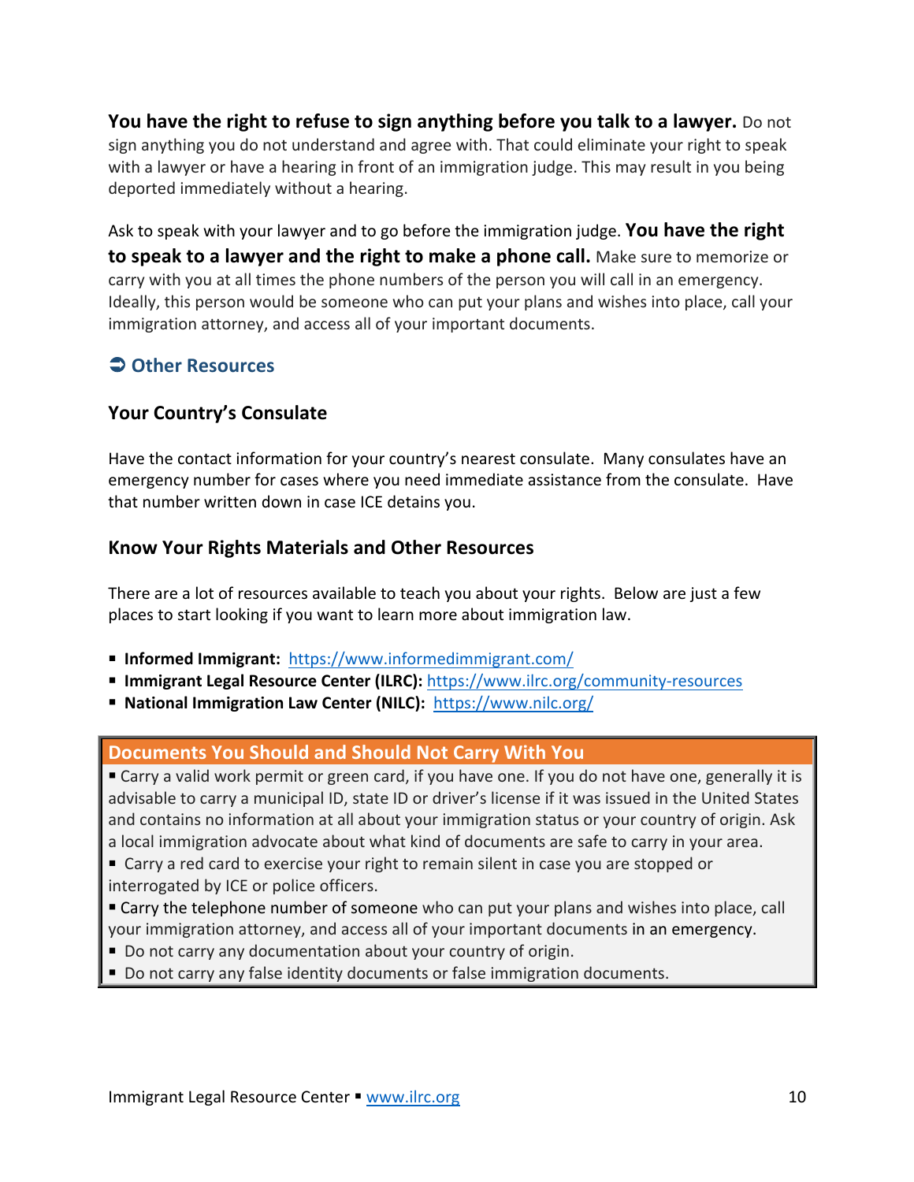**You have the right to refuse to sign anything before you talk to a lawyer.** Do not sign anything you do not understand and agree with. That could eliminate your right to speak with a lawyer or have a hearing in front of an immigration judge. This may result in you being deported immediately without a hearing.

Ask to speak with your lawyer and to go before the immigration judge. **You have the right to speak to a lawyer and the right to make a phone call.** Make sure to memorize or carry with you at all times the phone numbers of the person you will call in an emergency. Ideally, this person would be someone who can put your plans and wishes into place, call your immigration attorney, and access all of your important documents.

## ➲ Other Resources

### Your Country's Consulate

Have the contact information for your country's nearest consulate. Many consulates have an emergency number for cases where you need immediate assistance from the consulate. Have that number written down in case ICE detains you.

### Know Your Rights Materials and Other Resources

There are a lot of resources available to teach you about your rights. Below are just a few places to start looking if you want to learn more about immigration law.

- **Informed Immigrant:** https://www.informedimmigrant.com/
- **Immigrant Legal Resource Center (ILRC):** https://www.ilrc.org/community-resources
- **National Immigration Law Center (NILC):** https://www.nilc.org/

### Documents You Should and Should Not Carry With You

- Carry a valid work permit or green card, if you have one. If you do not have one, generally it is advisable to carry a municipal ID, state ID or driver's license if it was issued in the United States and contains no information at all about your immigration status or your country of origin. Ask a local immigration advocate about what kind of documents are safe to carry in your area.
- Carry a red card to exercise your right to remain silent in case you are stopped or interrogated by ICE or police officers.
- Carry the telephone number of someone who can put your plans and wishes into place, call your immigration attorney, and access all of your important documents in an emergency.
- Do not carry any documentation about your country of origin.
- Do not carry any false identity documents or false immigration documents.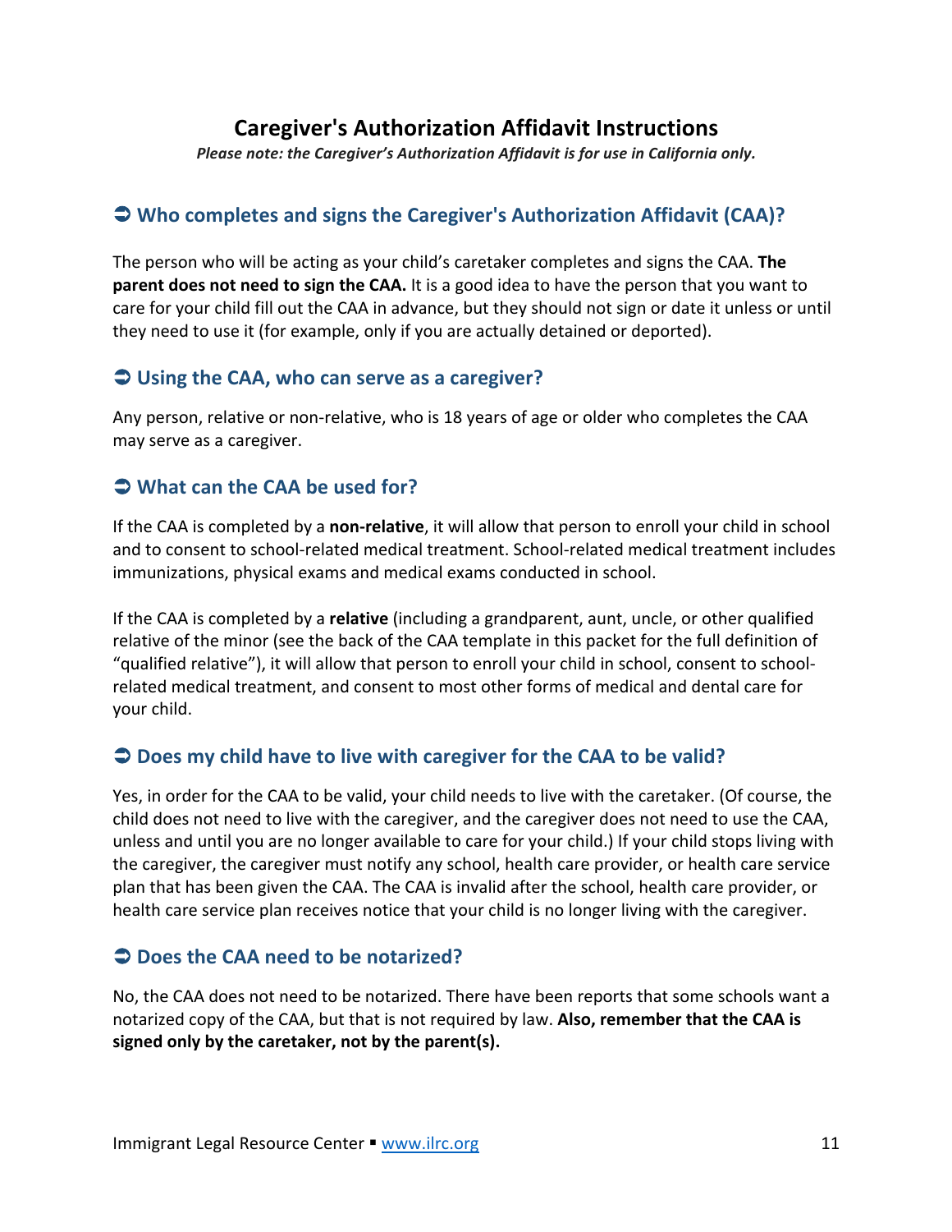# Caregiver's Authorization Affidavit Instructions

***Please note: the Caregiver's Authorization Affidavit is for use in California only.***

## ➲ Who completes and signs the Caregiver's Authorization Affidavit (CAA)?

The person who will be acting as your child's caretaker completes and signs the CAA. **The parent does not need to sign the CAA.** It is a good idea to have the person that you want to care for your child fill out the CAA in advance, but they should not sign or date it unless or until they need to use it (for example, only if you are actually detained or deported).

## ➲ Using the CAA, who can serve as a caregiver?

Any person, relative or non-relative, who is 18 years of age or older who completes the CAA may serve as a caregiver.

## ➲ What can the CAA be used for?

If the CAA is completed by a **non-relative**, it will allow that person to enroll your child in school and to consent to school-related medical treatment. School-related medical treatment includes immunizations, physical exams and medical exams conducted in school.

If the CAA is completed by a **relative** (including a grandparent, aunt, uncle, or other qualified relative of the minor (see the back of the CAA template in this packet for the full definition of "qualified relative"), it will allow that person to enroll your child in school, consent to school-related medical treatment, and consent to most other forms of medical and dental care for your child.

## ➲ Does my child have to live with caregiver for the CAA to be valid?

Yes, in order for the CAA to be valid, your child needs to live with the caretaker. (Of course, the child does not need to live with the caregiver, and the caregiver does not need to use the CAA, unless and until you are no longer available to care for your child.) If your child stops living with the caregiver, the caregiver must notify any school, health care provider, or health care service plan that has been given the CAA. The CAA is invalid after the school, health care provider, or health care service plan receives notice that your child is no longer living with the caregiver.

## ➲ Does the CAA need to be notarized?

No, the CAA does not need to be notarized. There have been reports that some schools want a notarized copy of the CAA, but that is not required by law. **Also, remember that the CAA is signed only by the caretaker, not by the parent(s).**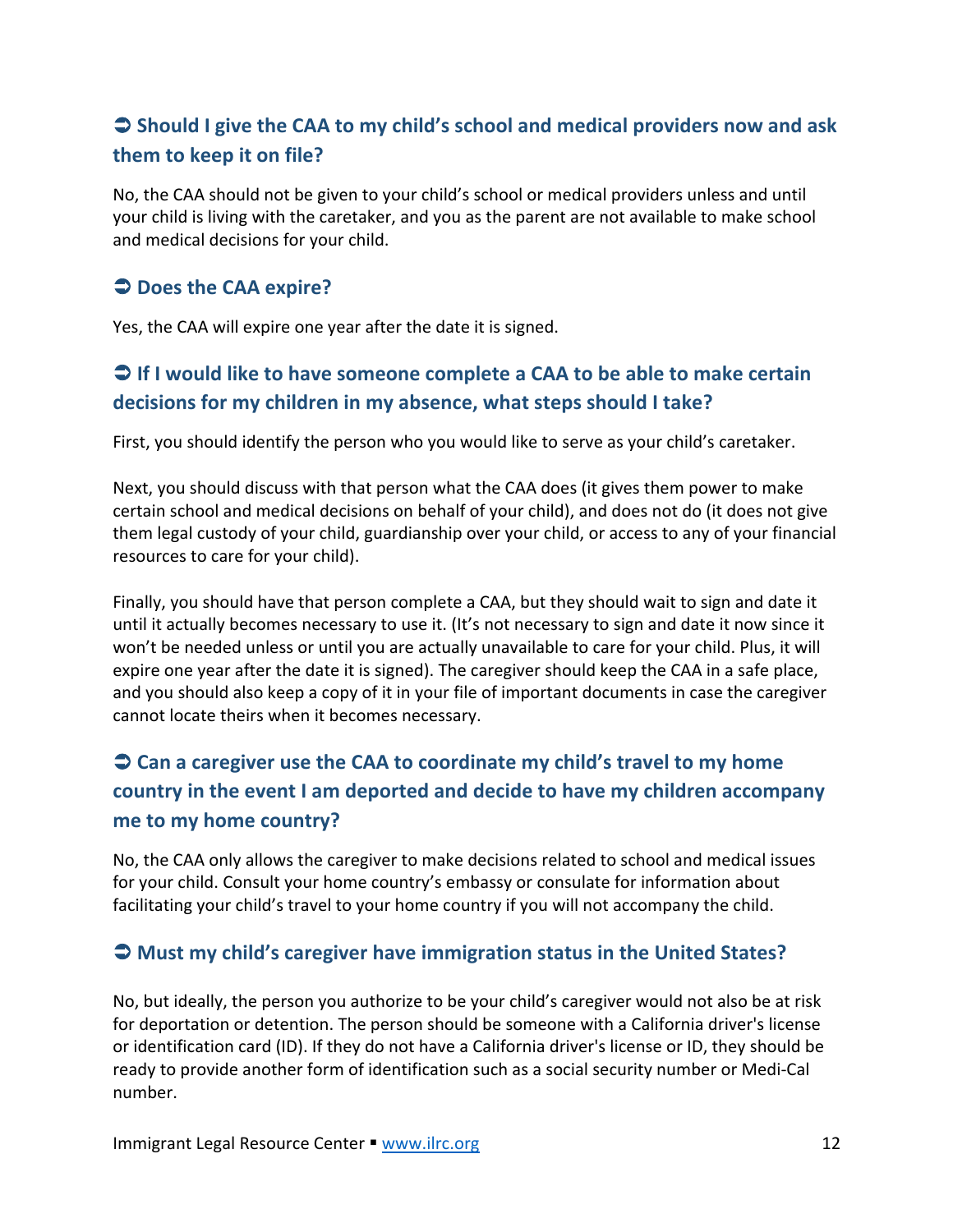### ➲ Should I give the CAA to my child's school and medical providers now and ask them to keep it on file?

No, the CAA should not be given to your child's school or medical providers unless and until your child is living with the caretaker, and you as the parent are not available to make school and medical decisions for your child.

### ➲ Does the CAA expire?

Yes, the CAA will expire one year after the date it is signed.

### ➲ If I would like to have someone complete a CAA to be able to make certain decisions for my children in my absence, what steps should I take?

First, you should identify the person who you would like to serve as your child's caretaker.

Next, you should discuss with that person what the CAA does (it gives them power to make certain school and medical decisions on behalf of your child), and does not do (it does not give them legal custody of your child, guardianship over your child, or access to any of your financial resources to care for your child).

Finally, you should have that person complete a CAA, but they should wait to sign and date it until it actually becomes necessary to use it. (It's not necessary to sign and date it now since it won't be needed unless or until you are actually unavailable to care for your child. Plus, it will expire one year after the date it is signed). The caregiver should keep the CAA in a safe place, and you should also keep a copy of it in your file of important documents in case the caregiver cannot locate theirs when it becomes necessary.

### ➲ Can a caregiver use the CAA to coordinate my child's travel to my home country in the event I am deported and decide to have my children accompany me to my home country?

No, the CAA only allows the caregiver to make decisions related to school and medical issues for your child. Consult your home country's embassy or consulate for information about facilitating your child's travel to your home country if you will not accompany the child.

### ➲ Must my child's caregiver have immigration status in the United States?

No, but ideally, the person you authorize to be your child's caregiver would not also be at risk for deportation or detention. The person should be someone with a California driver's license or identification card (ID). If they do not have a California driver's license or ID, they should be ready to provide another form of identification such as a social security number or Medi-Cal number.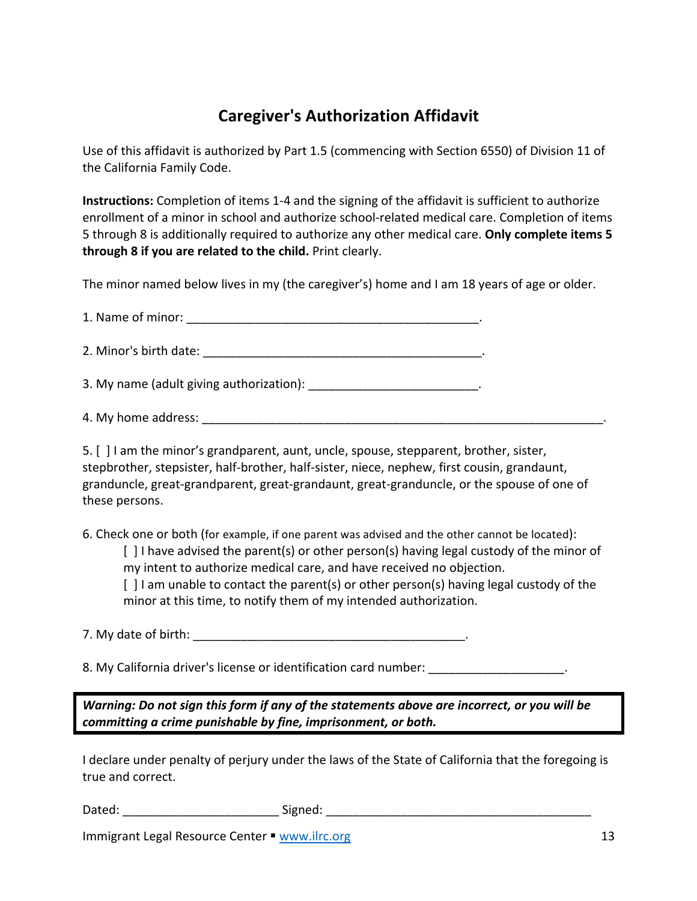# Caregiver's Authorization Affidavit

Use of this affidavit is authorized by Part 1.5 (commencing with Section 6550) of Division 11 of the California Family Code.

**Instructions:** Completion of items 1-4 and the signing of the affidavit is sufficient to authorize enrollment of a minor in school and authorize school-related medical care. Completion of items 5 through 8 is additionally required to authorize any other medical care. **Only complete items 5 through 8 if you are related to the child.** Print clearly.

The minor named below lives in my (the caregiver's) home and I am 18 years of age or older.

1. Name of minor: ___________________________________________.

2. Minor's birth date: _________________________________________.

3. My name (adult giving authorization): ________________________.

4. My home address: ____________________________________________________________.

5. [ ] I am the minor's grandparent, aunt, uncle, spouse, stepparent, brother, sister, stepbrother, stepsister, half-brother, half-sister, niece, nephew, first cousin, grandaunt, granduncle, great-grandparent, great-grandaunt, great-granduncle, or the spouse of one of these persons.

6. Check one or both (for example, if one parent was advised and the other cannot be located):
   [ ] I have advised the parent(s) or other person(s) having legal custody of the minor of my intent to authorize medical care, and have received no objection.
   [ ] I am unable to contact the parent(s) or other person(s) having legal custody of the minor at this time, to notify them of my intended authorization.

7. My date of birth: _______________________________________.

8. My California driver's license or identification card number: ___________________.

***Warning: Do not sign this form if any of the statements above are incorrect, or you will be committing a crime punishable by fine, imprisonment, or both.***

I declare under penalty of perjury under the laws of the State of California that the foregoing is true and correct.

Dated: ______________________ Signed: _______________________________________

Immigrant Legal Resource Center ▪ www.ilrc.org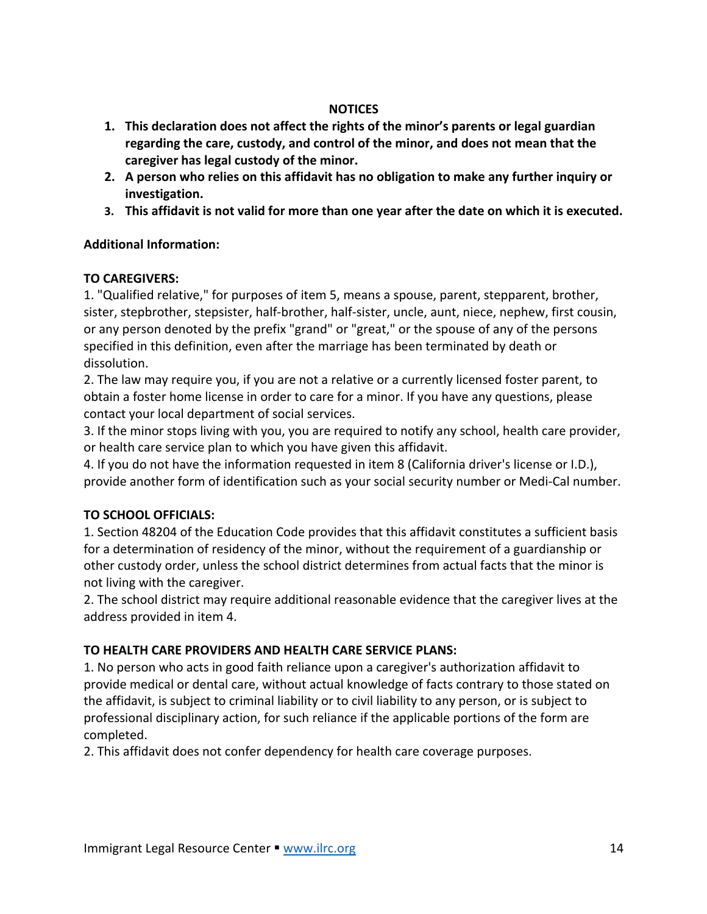**NOTICES**

1. **This declaration does not affect the rights of the minor's parents or legal guardian regarding the care, custody, and control of the minor, and does not mean that the caregiver has legal custody of the minor.**
2. **A person who relies on this affidavit has no obligation to make any further inquiry or investigation.**
3. **This affidavit is not valid for more than one year after the date on which it is executed.**

**Additional Information:**

**TO CAREGIVERS:**

1. "Qualified relative," for purposes of item 5, means a spouse, parent, stepparent, brother, sister, stepbrother, stepsister, half-brother, half-sister, uncle, aunt, niece, nephew, first cousin, or any person denoted by the prefix "grand" or "great," or the spouse of any of the persons specified in this definition, even after the marriage has been terminated by death or dissolution.
2. The law may require you, if you are not a relative or a currently licensed foster parent, to obtain a foster home license in order to care for a minor. If you have any questions, please contact your local department of social services.
3. If the minor stops living with you, you are required to notify any school, health care provider, or health care service plan to which you have given this affidavit.
4. If you do not have the information requested in item 8 (California driver's license or I.D.), provide another form of identification such as your social security number or Medi-Cal number.

**TO SCHOOL OFFICIALS:**

1. Section 48204 of the Education Code provides that this affidavit constitutes a sufficient basis for a determination of residency of the minor, without the requirement of a guardianship or other custody order, unless the school district determines from actual facts that the minor is not living with the caregiver.
2. The school district may require additional reasonable evidence that the caregiver lives at the address provided in item 4.

**TO HEALTH CARE PROVIDERS AND HEALTH CARE SERVICE PLANS:**

1. No person who acts in good faith reliance upon a caregiver's authorization affidavit to provide medical or dental care, without actual knowledge of facts contrary to those stated on the affidavit, is subject to criminal liability or to civil liability to any person, or is subject to professional disciplinary action, for such reliance if the applicable portions of the form are completed.
2. This affidavit does not confer dependency for health care coverage purposes.